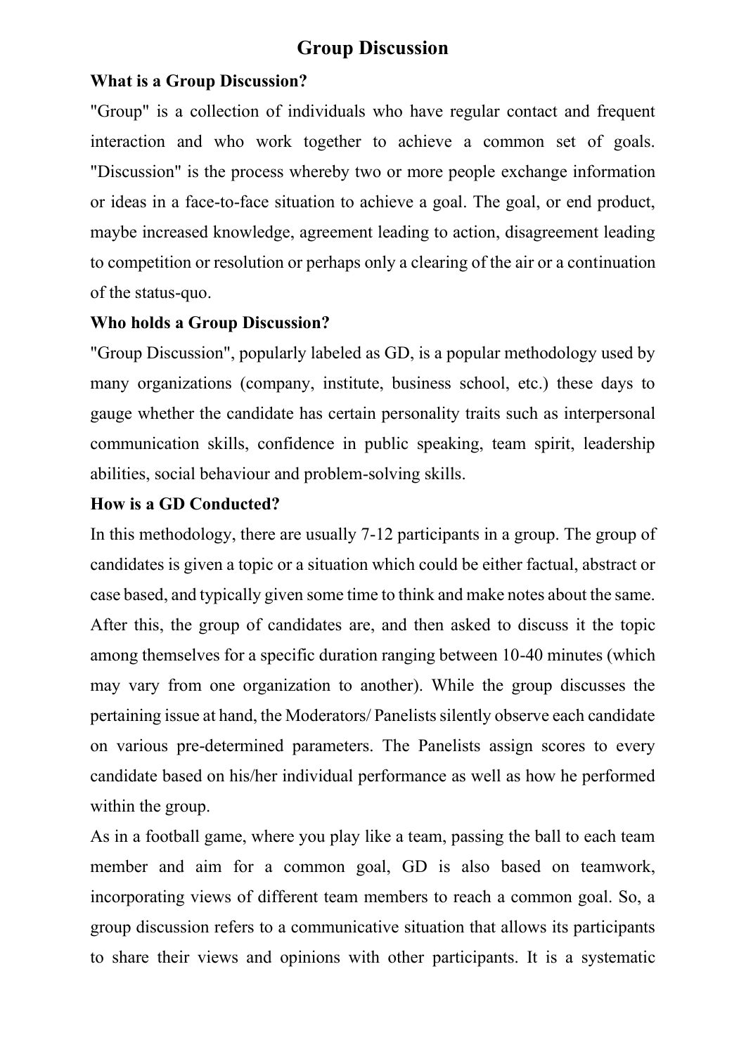# Group Discussion

## What is a Group Discussion?

"Group" is a collection of individuals who have regular contact and frequent interaction and who work together to achieve a common set of goals. "Discussion" is the process whereby two or more people exchange information or ideas in a face-to-face situation to achieve a goal. The goal, or end product, maybe increased knowledge, agreement leading to action, disagreement leading to competition or resolution or perhaps only a clearing of the air or a continuation of the status-quo.

## Who holds a Group Discussion?

"Group Discussion", popularly labeled as GD, is a popular methodology used by many organizations (company, institute, business school, etc.) these days to gauge whether the candidate has certain personality traits such as interpersonal communication skills, confidence in public speaking, team spirit, leadership abilities, social behaviour and problem-solving skills.

## How is a GD Conducted?

In this methodology, there are usually 7-12 participants in a group. The group of candidates is given a topic or a situation which could be either factual, abstract or case based, and typically given some time to think and make notes about the same. After this, the group of candidates are, and then asked to discuss it the topic among themselves for a specific duration ranging between 10-40 minutes (which may vary from one organization to another). While the group discusses the pertaining issue at hand, the Moderators/ Panelists silently observe each candidate on various pre-determined parameters. The Panelists assign scores to every candidate based on his/her individual performance as well as how he performed within the group.

As in a football game, where you play like a team, passing the ball to each team member and aim for a common goal, GD is also based on teamwork, incorporating views of different team members to reach a common goal. So, a group discussion refers to a communicative situation that allows its participants to share their views and opinions with other participants. It is a systematic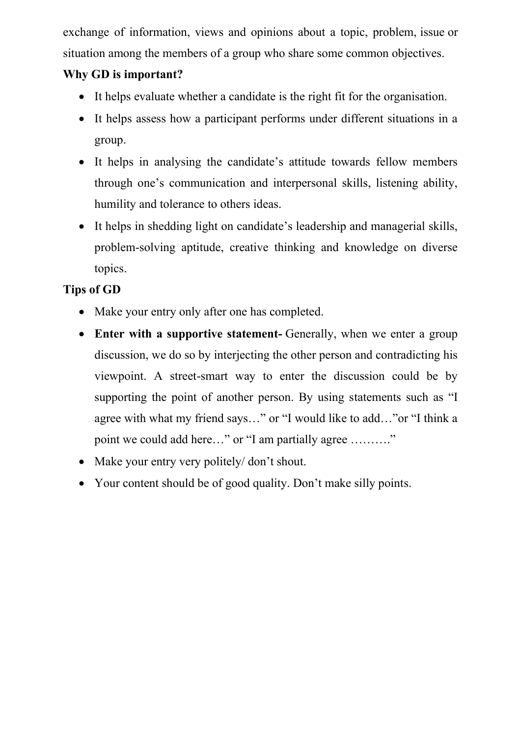exchange of information, views and opinions about a topic, problem, issue or situation among the members of a group who share some common objectives.

**Why GD is important?**

- It helps evaluate whether a candidate is the right fit for the organisation.
- It helps assess how a participant performs under different situations in a group.
- It helps in analysing the candidate's attitude towards fellow members through one's communication and interpersonal skills, listening ability, humility and tolerance to others ideas.
- It helps in shedding light on candidate's leadership and managerial skills, problem-solving aptitude, creative thinking and knowledge on diverse topics.

**Tips of GD**

- Make your entry only after one has completed.
- **Enter with a supportive statement-** Generally, when we enter a group discussion, we do so by interjecting the other person and contradicting his viewpoint. A street-smart way to enter the discussion could be by supporting the point of another person. By using statements such as "I agree with what my friend says…" or "I would like to add…"or "I think a point we could add here…" or "I am partially agree ………."
- Make your entry very politely/ don't shout.
- Your content should be of good quality. Don't make silly points.